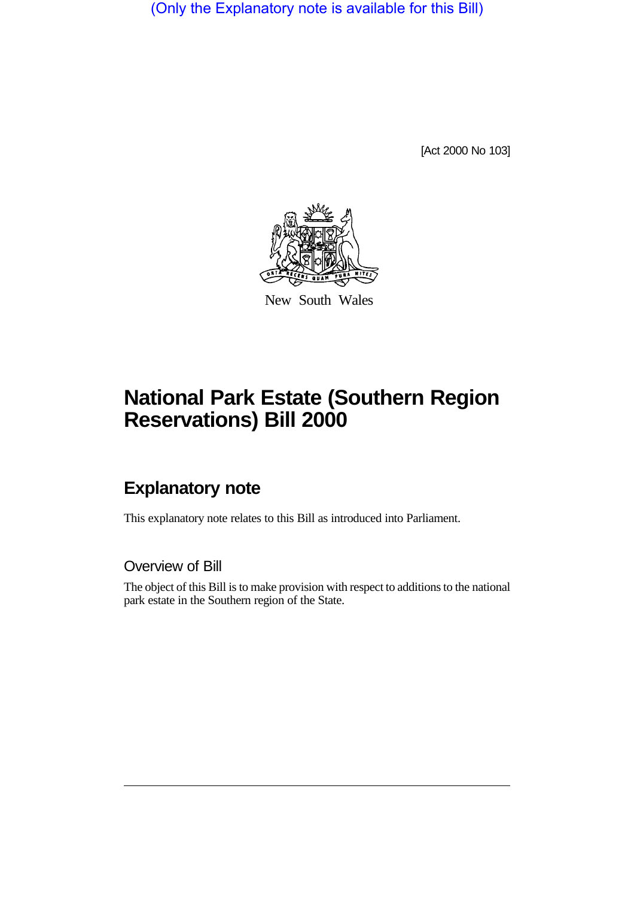(Only the Explanatory note is available for this Bill)

[Act 2000 No 103]

New South Wales

# National Park Estate (Southern Region Reservations) Bill 2000

## Explanatory note

This explanatory note relates to this Bill as introduced into Parliament.

### Overview of Bill

The object of this Bill is to make provision with respect to additions to the national park estate in the Southern region of the State.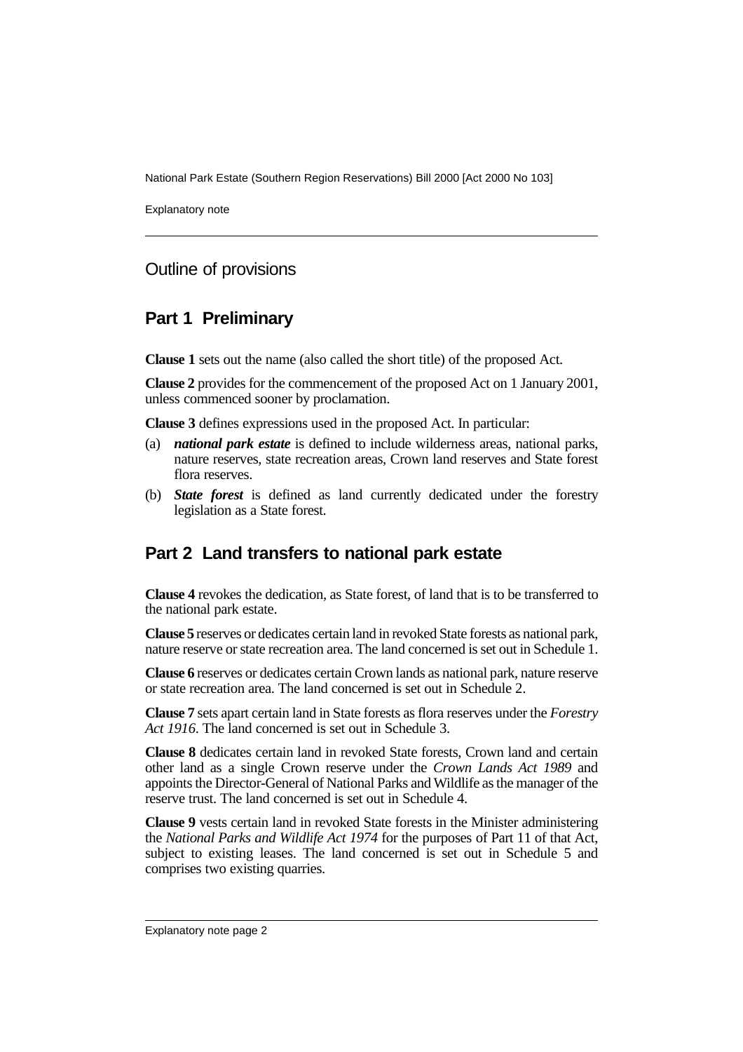## Outline of provisions

## Part 1 Preliminary

**Clause 1** sets out the name (also called the short title) of the proposed Act.

**Clause 2** provides for the commencement of the proposed Act on 1 January 2001, unless commenced sooner by proclamation.

**Clause 3** defines expressions used in the proposed Act. In particular:

(a) ***national park estate*** is defined to include wilderness areas, national parks, nature reserves, state recreation areas, Crown land reserves and State forest flora reserves.

(b) ***State forest*** is defined as land currently dedicated under the forestry legislation as a State forest.

## Part 2 Land transfers to national park estate

**Clause 4** revokes the dedication, as State forest, of land that is to be transferred to the national park estate.

**Clause 5** reserves or dedicates certain land in revoked State forests as national park, nature reserve or state recreation area. The land concerned is set out in Schedule 1.

**Clause 6** reserves or dedicates certain Crown lands as national park, nature reserve or state recreation area. The land concerned is set out in Schedule 2.

**Clause 7** sets apart certain land in State forests as flora reserves under the *Forestry Act 1916*. The land concerned is set out in Schedule 3.

**Clause 8** dedicates certain land in revoked State forests, Crown land and certain other land as a single Crown reserve under the *Crown Lands Act 1989* and appoints the Director-General of National Parks and Wildlife as the manager of the reserve trust. The land concerned is set out in Schedule 4.

**Clause 9** vests certain land in revoked State forests in the Minister administering the *National Parks and Wildlife Act 1974* for the purposes of Part 11 of that Act, subject to existing leases. The land concerned is set out in Schedule 5 and comprises two existing quarries.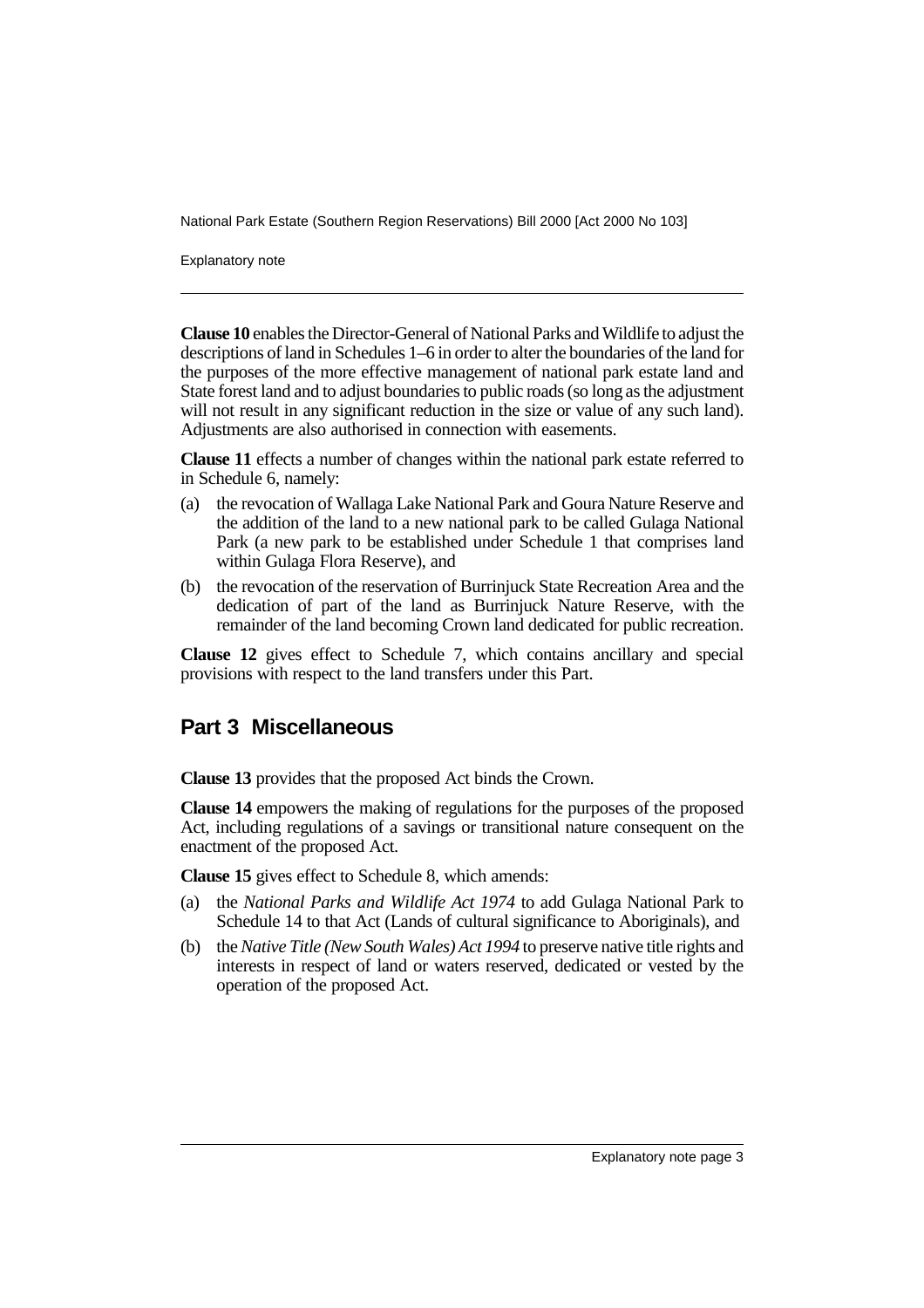**Clause 10** enables the Director-General of National Parks and Wildlife to adjust the descriptions of land in Schedules 1–6 in order to alter the boundaries of the land for the purposes of the more effective management of national park estate land and State forest land and to adjust boundaries to public roads (so long as the adjustment will not result in any significant reduction in the size or value of any such land). Adjustments are also authorised in connection with easements.

**Clause 11** effects a number of changes within the national park estate referred to in Schedule 6, namely:

(a) the revocation of Wallaga Lake National Park and Goura Nature Reserve and the addition of the land to a new national park to be called Gulaga National Park (a new park to be established under Schedule 1 that comprises land within Gulaga Flora Reserve), and

(b) the revocation of the reservation of Burrinjuck State Recreation Area and the dedication of part of the land as Burrinjuck Nature Reserve, with the remainder of the land becoming Crown land dedicated for public recreation.

**Clause 12** gives effect to Schedule 7, which contains ancillary and special provisions with respect to the land transfers under this Part.

## Part 3 Miscellaneous

**Clause 13** provides that the proposed Act binds the Crown.

**Clause 14** empowers the making of regulations for the purposes of the proposed Act, including regulations of a savings or transitional nature consequent on the enactment of the proposed Act.

**Clause 15** gives effect to Schedule 8, which amends:

(a) the *National Parks and Wildlife Act 1974* to add Gulaga National Park to Schedule 14 to that Act (Lands of cultural significance to Aboriginals), and

(b) the *Native Title (New South Wales) Act 1994* to preserve native title rights and interests in respect of land or waters reserved, dedicated or vested by the operation of the proposed Act.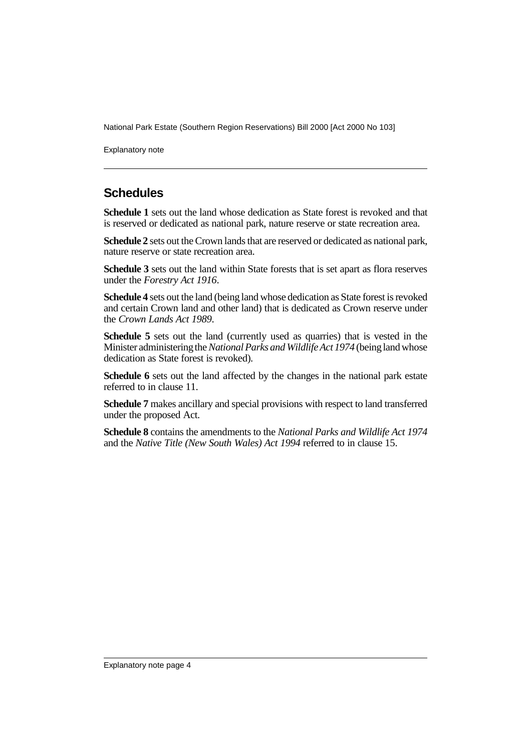## Schedules

**Schedule 1** sets out the land whose dedication as State forest is revoked and that is reserved or dedicated as national park, nature reserve or state recreation area.

**Schedule 2** sets out the Crown lands that are reserved or dedicated as national park, nature reserve or state recreation area.

**Schedule 3** sets out the land within State forests that is set apart as flora reserves under the *Forestry Act 1916*.

**Schedule 4** sets out the land (being land whose dedication as State forest is revoked and certain Crown land and other land) that is dedicated as Crown reserve under the *Crown Lands Act 1989*.

**Schedule 5** sets out the land (currently used as quarries) that is vested in the Minister administering the *National Parks and Wildlife Act 1974* (being land whose dedication as State forest is revoked).

**Schedule 6** sets out the land affected by the changes in the national park estate referred to in clause 11.

**Schedule 7** makes ancillary and special provisions with respect to land transferred under the proposed Act.

**Schedule 8** contains the amendments to the *National Parks and Wildlife Act 1974* and the *Native Title (New South Wales) Act 1994* referred to in clause 15.